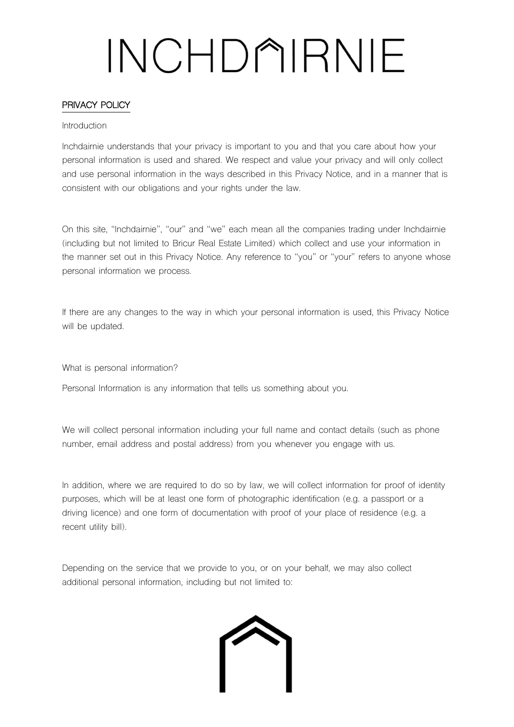# INCHDAIRNIE

## PRIVACY POLICY

Introduction

Inchdairnie understands that your privacy is important to you and that you care about how your personal information is used and shared. We respect and value your privacy and will only collect and use personal information in the ways described in this Privacy Notice, and in a manner that is consistent with our obligations and your rights under the law.

On this site, "Inchdairnie", "our" and "we" each mean all the companies trading under Inchdairnie (including but not limited to Bricur Real Estate Limited) which collect and use your information in the manner set out in this Privacy Notice. Any reference to "you" or "your" refers to anyone whose personal information we process.

If there are any changes to the way in which your personal information is used, this Privacy Notice will be updated.

What is personal information?

Personal Information is any information that tells us something about you.

We will collect personal information including your full name and contact details (such as phone number, email address and postal address) from you whenever you engage with us.

In addition, where we are required to do so by law, we will collect information for proof of identity purposes, which will be at least one form of photographic identification (e.g. a passport or a driving licence) and one form of documentation with proof of your place of residence (e.g. a recent utility bill).

Depending on the service that we provide to you, or on your behalf, we may also collect additional personal information, including but not limited to: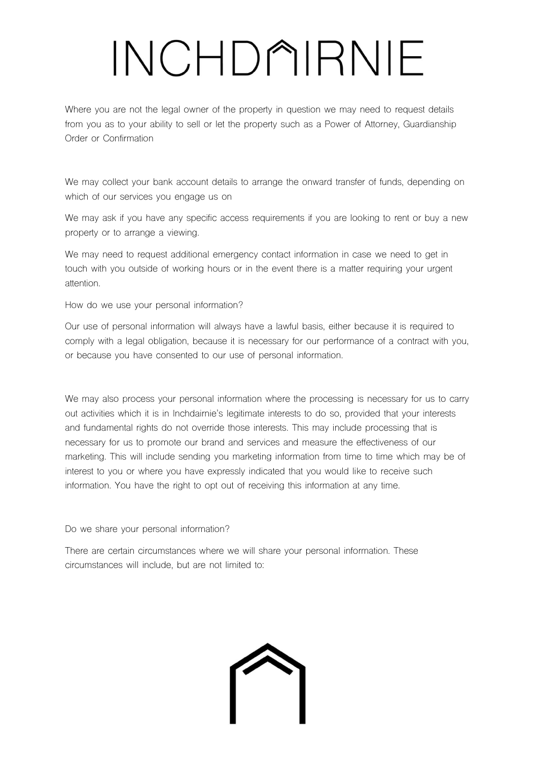Where you are not the legal owner of the property in question we may need to request details from you as to your ability to sell or let the property such as a Power of Attorney, Guardianship Order or Confirmation

We may collect your bank account details to arrange the onward transfer of funds, depending on which of our services you engage us on

We may ask if you have any specific access requirements if you are looking to rent or buy a new property or to arrange a viewing.

We may need to request additional emergency contact information in case we need to get in touch with you outside of working hours or in the event there is a matter requiring your urgent attention.

How do we use your personal information?

Our use of personal information will always have a lawful basis, either because it is required to comply with a legal obligation, because it is necessary for our performance of a contract with you, or because you have consented to our use of personal information.

We may also process your personal information where the processing is necessary for us to carry out activities which it is in Inchdairnie's legitimate interests to do so, provided that your interests and fundamental rights do not override those interests. This may include processing that is necessary for us to promote our brand and services and measure the effectiveness of our marketing. This will include sending you marketing information from time to time which may be of interest to you or where you have expressly indicated that you would like to receive such information. You have the right to opt out of receiving this information at any time.

Do we share your personal information?

There are certain circumstances where we will share your personal information. These circumstances will include, but are not limited to: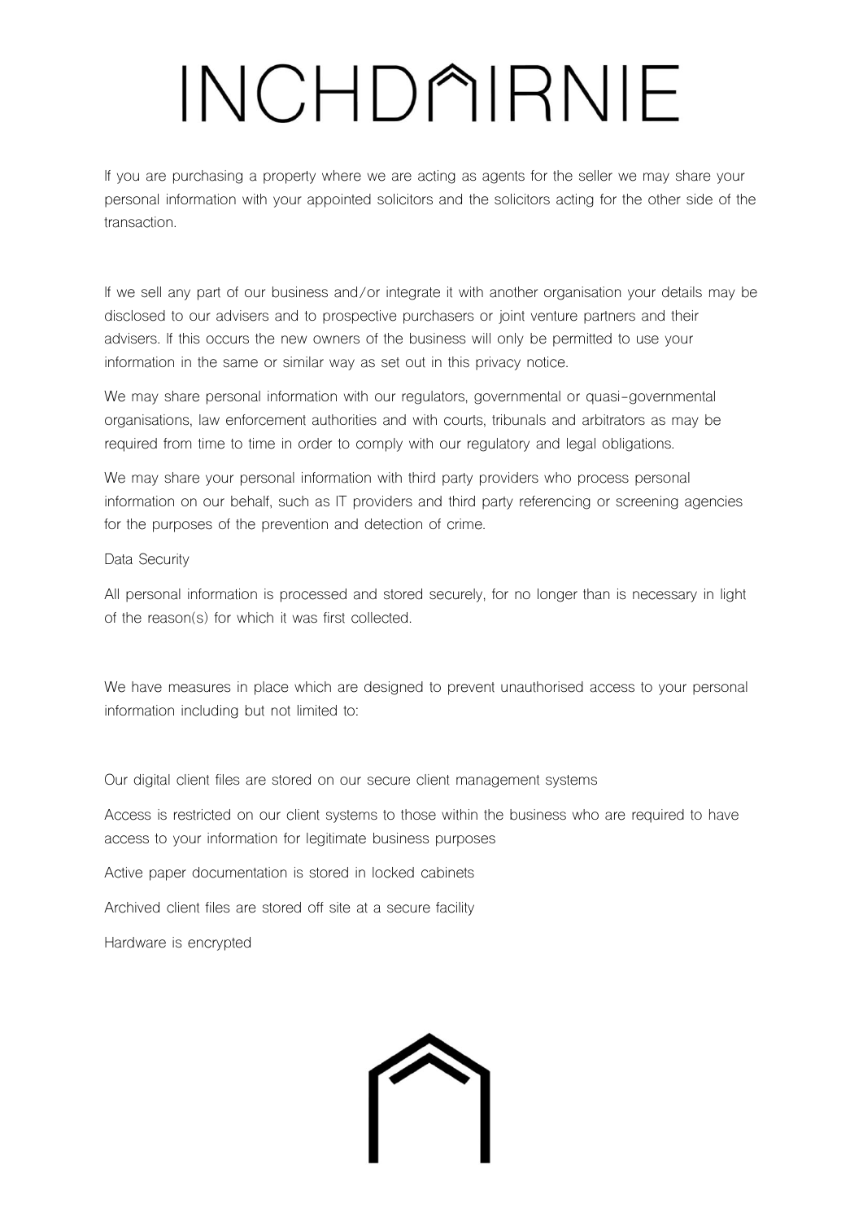If you are purchasing a property where we are acting as agents for the seller we may share your personal information with your appointed solicitors and the solicitors acting for the other side of the transaction.

If we sell any part of our business and/or integrate it with another organisation your details may be disclosed to our advisers and to prospective purchasers or joint venture partners and their advisers. If this occurs the new owners of the business will only be permitted to use your information in the same or similar way as set out in this privacy notice.

We may share personal information with our regulators, governmental or quasi-governmental organisations, law enforcement authorities and with courts, tribunals and arbitrators as may be required from time to time in order to comply with our regulatory and legal obligations.

We may share your personal information with third party providers who process personal information on our behalf, such as IT providers and third party referencing or screening agencies for the purposes of the prevention and detection of crime.

## Data Security

All personal information is processed and stored securely, for no longer than is necessary in light of the reason(s) for which it was first collected.

We have measures in place which are designed to prevent unauthorised access to your personal information including but not limited to:

- Our digital client files are stored on our secure client management systems
- Access is restricted on our client systems to those within the business who are required to have access to your information for legitimate business purposes
- Active paper documentation is stored in locked cabinets
- Archived client files are stored off site at a secure facility
- Hardware is encrypted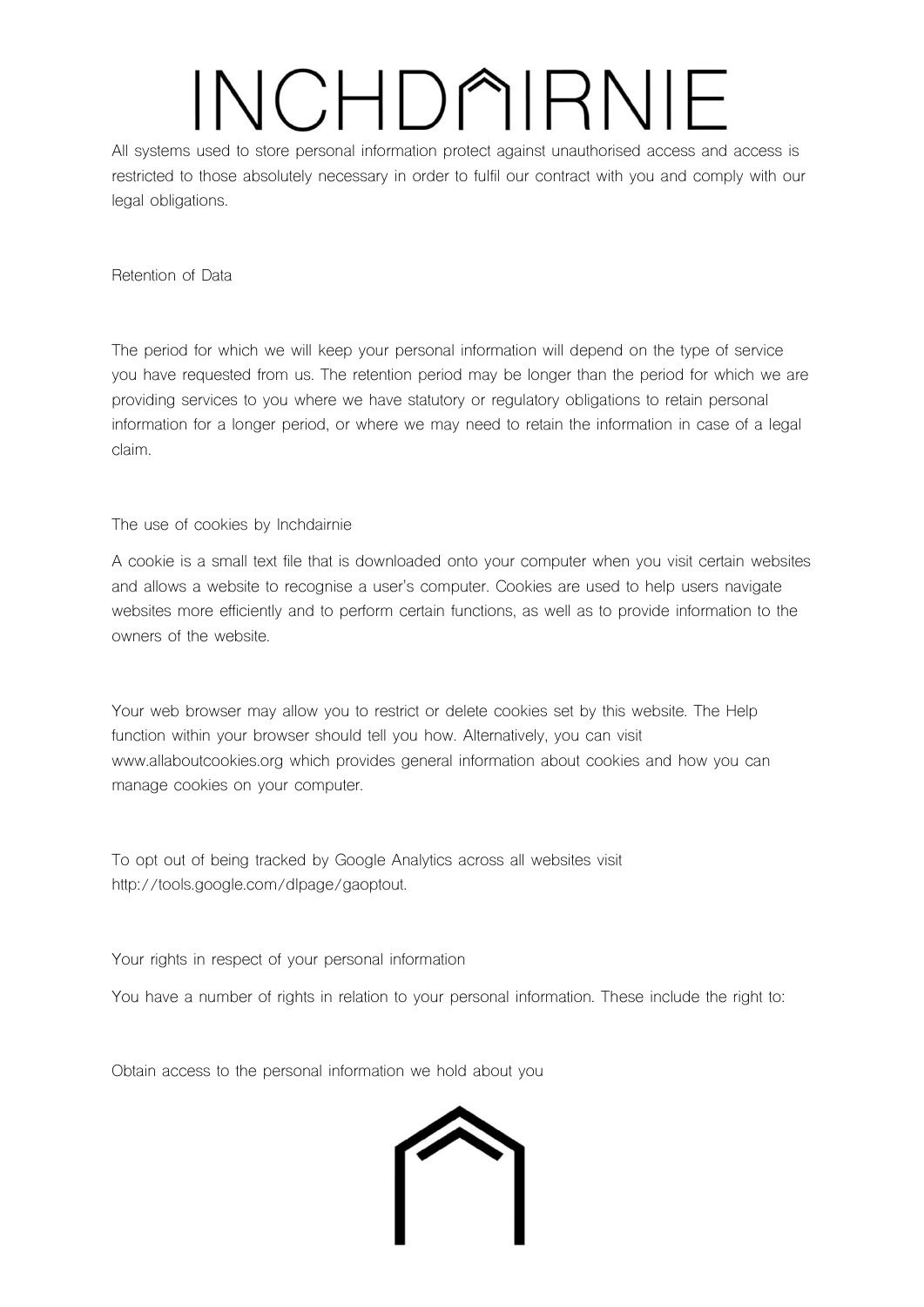All systems used to store personal information protect against unauthorised access and access is restricted to those absolutely necessary in order to fulfil our contract with you and comply with our legal obligations.

## Retention of Data

The period for which we will keep your personal information will depend on the type of service you have requested from us. The retention period may be longer than the period for which we are providing services to you where we have statutory or regulatory obligations to retain personal information for a longer period, or where we may need to retain the information in case of a legal claim.

## The use of cookies by Inchdairnie

A cookie is a small text file that is downloaded onto your computer when you visit certain websites and allows a website to recognise a user's computer. Cookies are used to help users navigate websites more efficiently and to perform certain functions, as well as to provide information to the owners of the website.

Your web browser may allow you to restrict or delete cookies set by this website. The Help function within your browser should tell you how. Alternatively, you can visit www.allaboutcookies.org which provides general information about cookies and how you can manage cookies on your computer.

To opt out of being tracked by Google Analytics across all websites visit http://tools.google.com/dlpage/gaoptout.

## Your rights in respect of your personal information

You have a number of rights in relation to your personal information. These include the right to:

Obtain access to the personal information we hold about you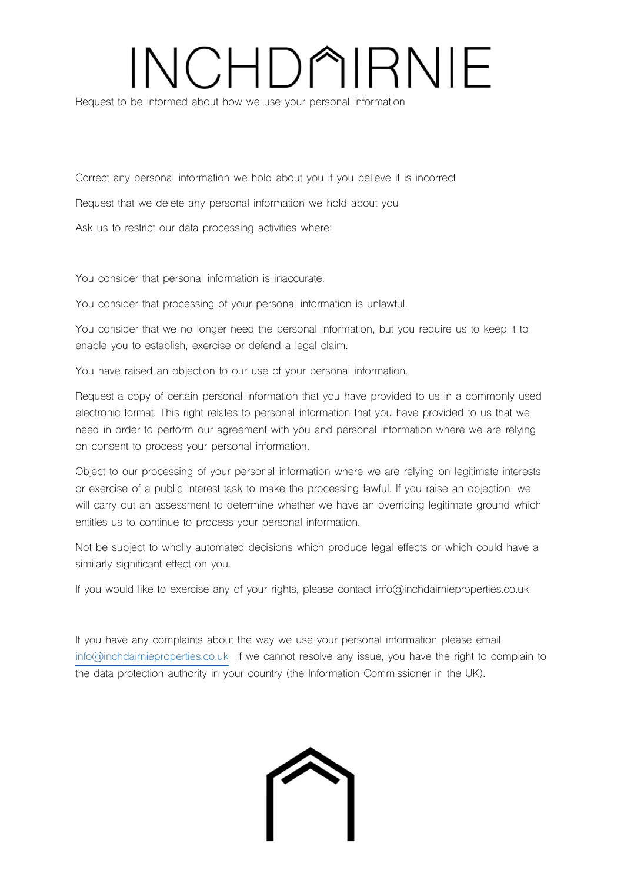Request to be informed about how we use your personal information

Correct any personal information we hold about you if you believe it is incorrect

Request that we delete any personal information we hold about you

Ask us to restrict our data processing activities where:

You consider that personal information is inaccurate.

You consider that processing of your personal information is unlawful.

You consider that we no longer need the personal information, but you require us to keep it to enable you to establish, exercise or defend a legal claim.

You have raised an objection to our use of your personal information.

Request a copy of certain personal information that you have provided to us in a commonly used electronic format. This right relates to personal information that you have provided to us that we need in order to perform our agreement with you and personal information where we are relying on consent to process your personal information.

Object to our processing of your personal information where we are relying on legitimate interests or exercise of a public interest task to make the processing lawful. If you raise an objection, we will carry out an assessment to determine whether we have an overriding legitimate ground which entitles us to continue to process your personal information.

Not be subject to wholly automated decisions which produce legal effects or which could have a similarly significant effect on you.

If you would like to exercise any of your rights, please contact info@inchdairnieproperties.co.uk

If you have any complaints about the way we use your personal information please email info@inchdairnieproperties.co.uk If we cannot resolve any issue, you have the right to complain to the data protection authority in your country (the Information Commissioner in the UK).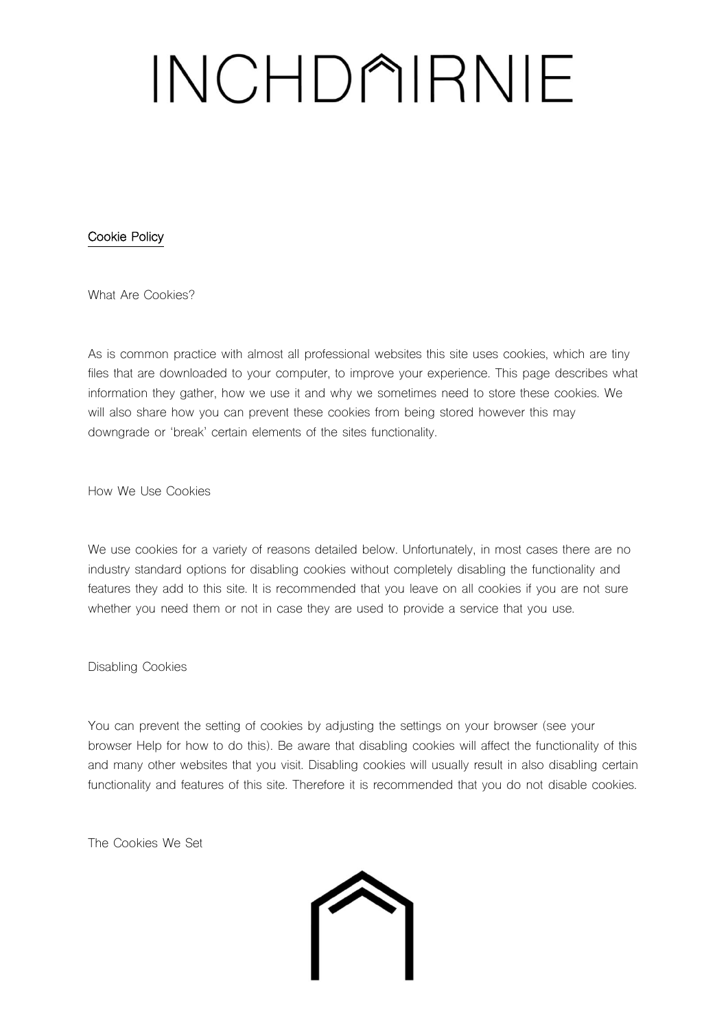# INCHDAIRNIE

## Cookie Policy

### What Are Cookies?

As is common practice with almost all professional websites this site uses cookies, which are tiny files that are downloaded to your computer, to improve your experience. This page describes what information they gather, how we use it and why we sometimes need to store these cookies. We will also share how you can prevent these cookies from being stored however this may downgrade or 'break' certain elements of the sites functionality.

### How We Use Cookies

We use cookies for a variety of reasons detailed below. Unfortunately, in most cases there are no industry standard options for disabling cookies without completely disabling the functionality and features they add to this site. It is recommended that you leave on all cookies if you are not sure whether you need them or not in case they are used to provide a service that you use.

### Disabling Cookies

You can prevent the setting of cookies by adjusting the settings on your browser (see your browser Help for how to do this). Be aware that disabling cookies will affect the functionality of this and many other websites that you visit. Disabling cookies will usually result in also disabling certain functionality and features of this site. Therefore it is recommended that you do not disable cookies.

### The Cookies We Set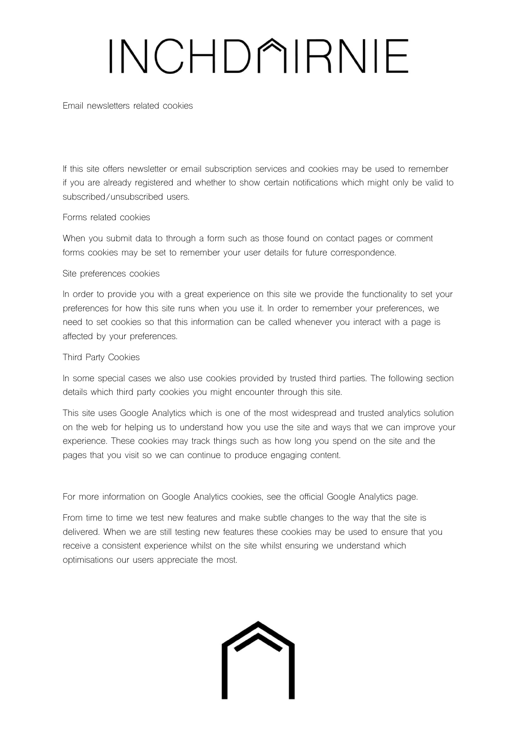Email newsletters related cookies

If this site offers newsletter or email subscription services and cookies may be used to remember if you are already registered and whether to show certain notifications which might only be valid to subscribed/unsubscribed users.

Forms related cookies

When you submit data to through a form such as those found on contact pages or comment forms cookies may be set to remember your user details for future correspondence.

Site preferences cookies

In order to provide you with a great experience on this site we provide the functionality to set your preferences for how this site runs when you use it. In order to remember your preferences, we need to set cookies so that this information can be called whenever you interact with a page is affected by your preferences.

Third Party Cookies

In some special cases we also use cookies provided by trusted third parties. The following section details which third party cookies you might encounter through this site.

This site uses Google Analytics which is one of the most widespread and trusted analytics solution on the web for helping us to understand how you use the site and ways that we can improve your experience. These cookies may track things such as how long you spend on the site and the pages that you visit so we can continue to produce engaging content.

For more information on Google Analytics cookies, see the official Google Analytics page.

From time to time we test new features and make subtle changes to the way that the site is delivered. When we are still testing new features these cookies may be used to ensure that you receive a consistent experience whilst on the site whilst ensuring we understand which optimisations our users appreciate the most.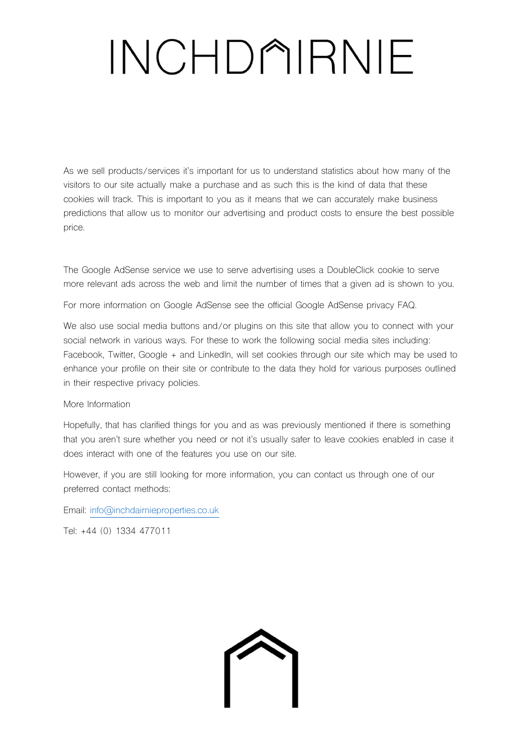# INCHDAIRNIE

As we sell products/services it's important for us to understand statistics about how many of the visitors to our site actually make a purchase and as such this is the kind of data that these cookies will track. This is important to you as it means that we can accurately make business predictions that allow us to monitor our advertising and product costs to ensure the best possible price.

The Google AdSense service we use to serve advertising uses a DoubleClick cookie to serve more relevant ads across the web and limit the number of times that a given ad is shown to you.

For more information on Google AdSense see the official Google AdSense privacy FAQ.

We also use social media buttons and/or plugins on this site that allow you to connect with your social network in various ways. For these to work the following social media sites including: Facebook, Twitter, Google + and LinkedIn, will set cookies through our site which may be used to enhance your profile on their site or contribute to the data they hold for various purposes outlined in their respective privacy policies.

More Information

Hopefully, that has clarified things for you and as was previously mentioned if there is something that you aren't sure whether you need or not it's usually safer to leave cookies enabled in case it does interact with one of the features you use on our site.

However, if you are still looking for more information, you can contact us through one of our preferred contact methods:

Email: info@inchdairnieproperties.co.uk

Tel: +44 (0) 1334 477011